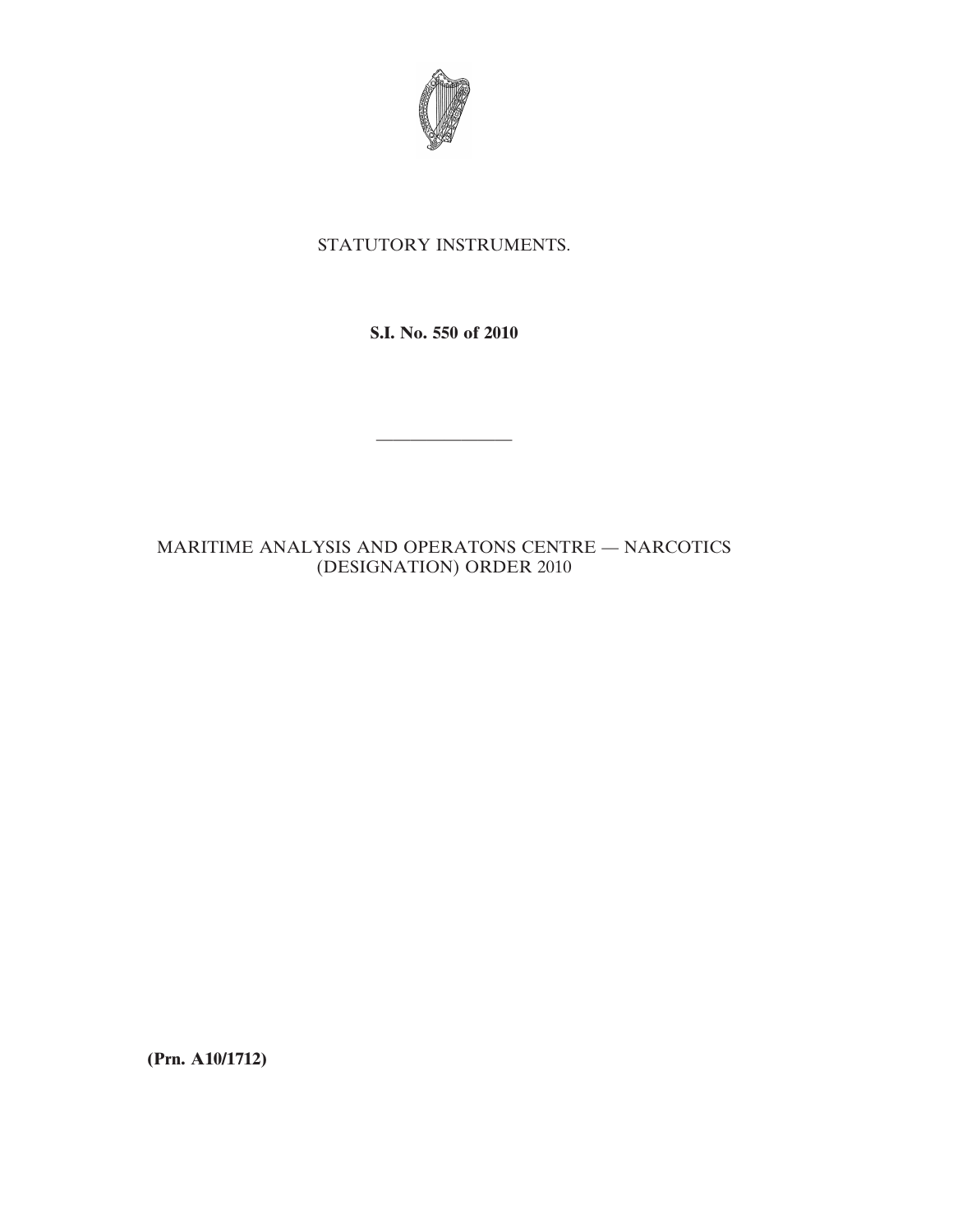STATUTORY INSTRUMENTS.

**S.I. No. 550 of 2010**

---

MARITIME ANALYSIS AND OPERATONS CENTRE — NARCOTICS (DESIGNATION) ORDER 2010

**(Prn. A10/1712)**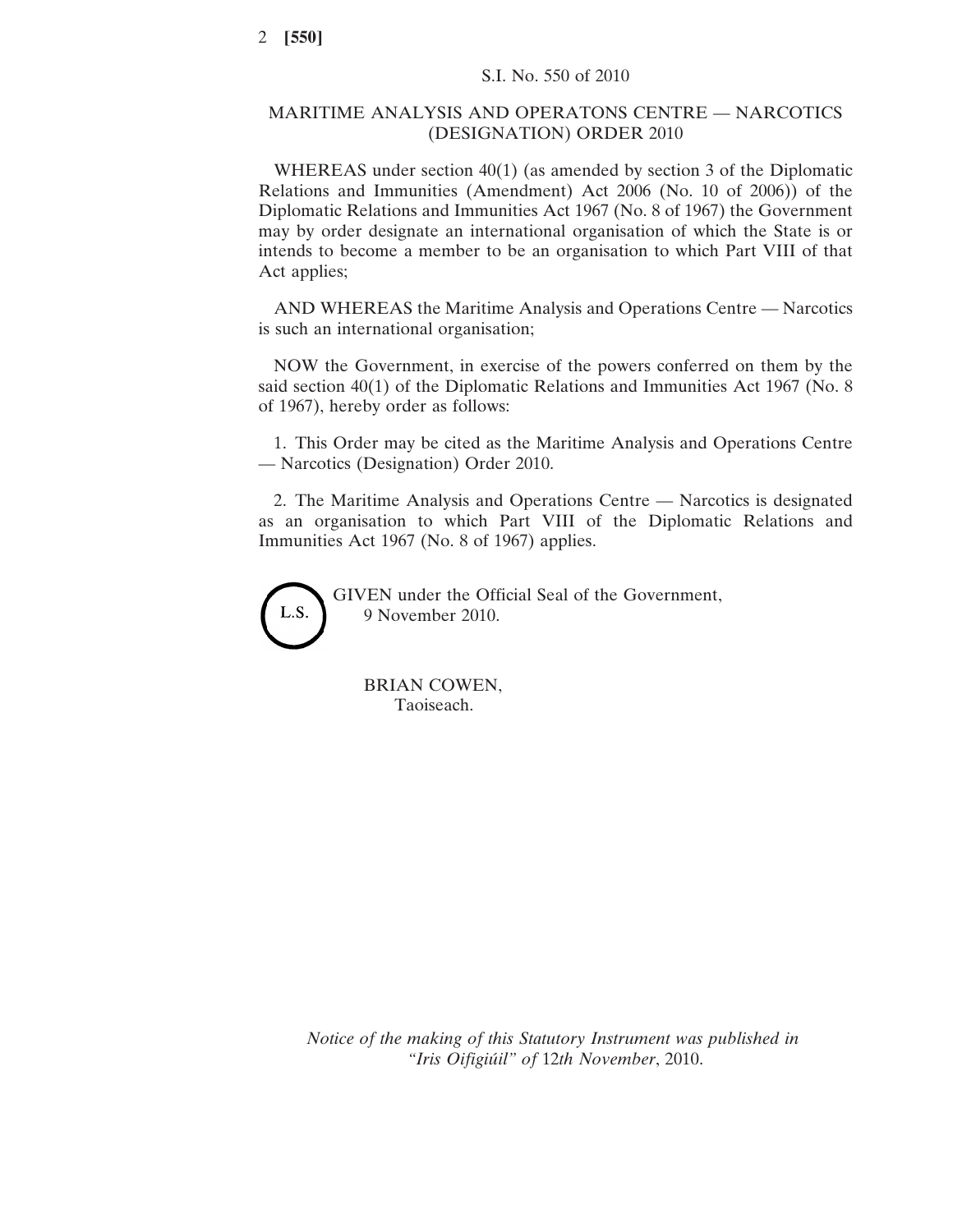S.I. No. 550 of 2010

# MARITIME ANALYSIS AND OPERATONS CENTRE — NARCOTICS (DESIGNATION) ORDER 2010

WHEREAS under section 40(1) (as amended by section 3 of the Diplomatic Relations and Immunities (Amendment) Act 2006 (No. 10 of 2006)) of the Diplomatic Relations and Immunities Act 1967 (No. 8 of 1967) the Government may by order designate an international organisation of which the State is or intends to become a member to be an organisation to which Part VIII of that Act applies;

AND WHEREAS the Maritime Analysis and Operations Centre — Narcotics is such an international organisation;

NOW the Government, in exercise of the powers conferred on them by the said section 40(1) of the Diplomatic Relations and Immunities Act 1967 (No. 8 of 1967), hereby order as follows:

1. This Order may be cited as the Maritime Analysis and Operations Centre — Narcotics (Designation) Order 2010.

2. The Maritime Analysis and Operations Centre — Narcotics is designated as an organisation to which Part VIII of the Diplomatic Relations and Immunities Act 1967 (No. 8 of 1967) applies.

L.S.

GIVEN under the Official Seal of the Government,
9 November 2010.

BRIAN COWEN,
Taoiseach.

*Notice of the making of this Statutory Instrument was published in "Iris Oifigiúil" of* 12*th November*, 2010.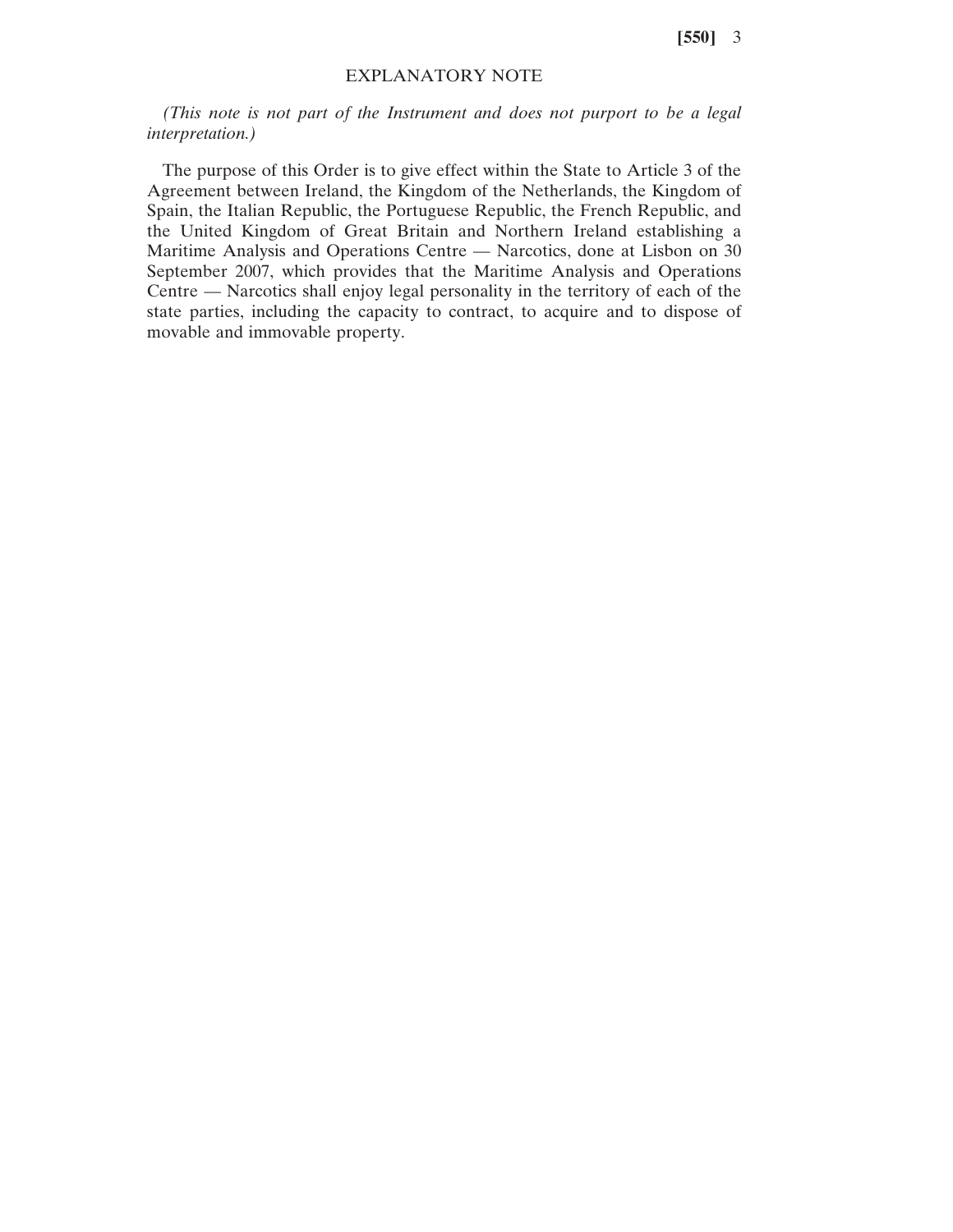## EXPLANATORY NOTE

*(This note is not part of the Instrument and does not purport to be a legal interpretation.)*

The purpose of this Order is to give effect within the State to Article 3 of the Agreement between Ireland, the Kingdom of the Netherlands, the Kingdom of Spain, the Italian Republic, the Portuguese Republic, the French Republic, and the United Kingdom of Great Britain and Northern Ireland establishing a Maritime Analysis and Operations Centre — Narcotics, done at Lisbon on 30 September 2007, which provides that the Maritime Analysis and Operations Centre — Narcotics shall enjoy legal personality in the territory of each of the state parties, including the capacity to contract, to acquire and to dispose of movable and immovable property.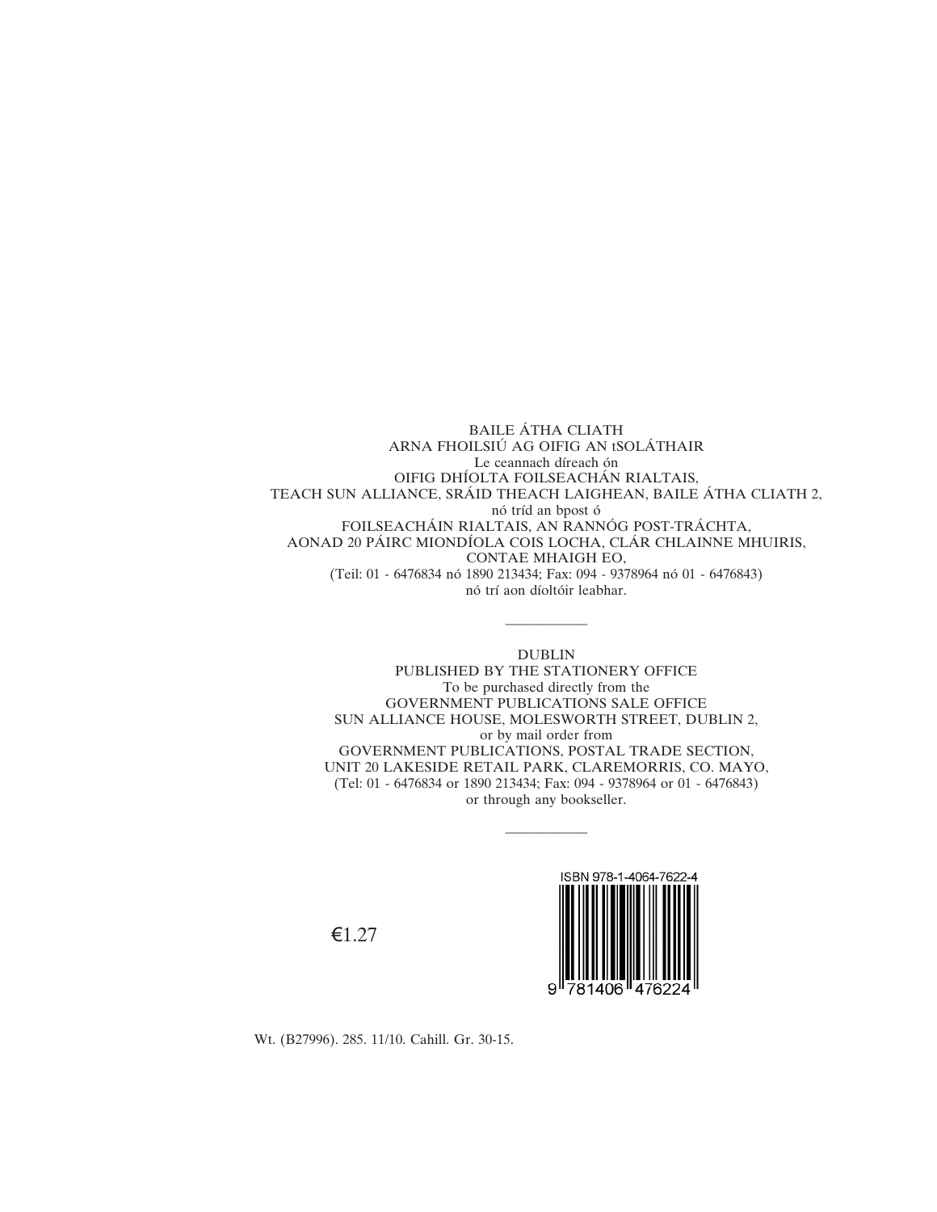BAILE ÁTHA CLIATH
ARNA FHOILSIÚ AG OIFIG AN tSOLÁTHAIR
Le ceannach díreach ón
OIFIG DHÍOLTA FOILSEACHÁN RIALTAIS,
TEACH SUN ALLIANCE, SRÁID THEACH LAIGHEAN, BAILE ÁTHA CLIATH 2,
nó tríd an bpost ó
FOILSEACHÁIN RIALTAIS, AN RANNÓG POST-TRÁCHTA,
AONAD 20 PÁIRC MIONDÍOLA COIS LOCHA, CLÁR CHLAINNE MHUIRIS,
CONTAE MHAIGH EO,
(Teil: 01 - 6476834 nó 1890 213434; Fax: 094 - 9378964 nó 01 - 6476843)
nó trí aon díoltóir leabhar.

---

DUBLIN
PUBLISHED BY THE STATIONERY OFFICE
To be purchased directly from the
GOVERNMENT PUBLICATIONS SALE OFFICE
SUN ALLIANCE HOUSE, MOLESWORTH STREET, DUBLIN 2,
or by mail order from
GOVERNMENT PUBLICATIONS, POSTAL TRADE SECTION,
UNIT 20 LAKESIDE RETAIL PARK, CLAREMORRIS, CO. MAYO,
(Tel: 01 - 6476834 or 1890 213434; Fax: 094 - 9378964 or 01 - 6476843)
or through any bookseller.

---

€1.27

ISBN 978-1-4064-7622-4

9 781406 476224

Wt. (B27996). 285. 11/10. Cahill. Gr. 30-15.